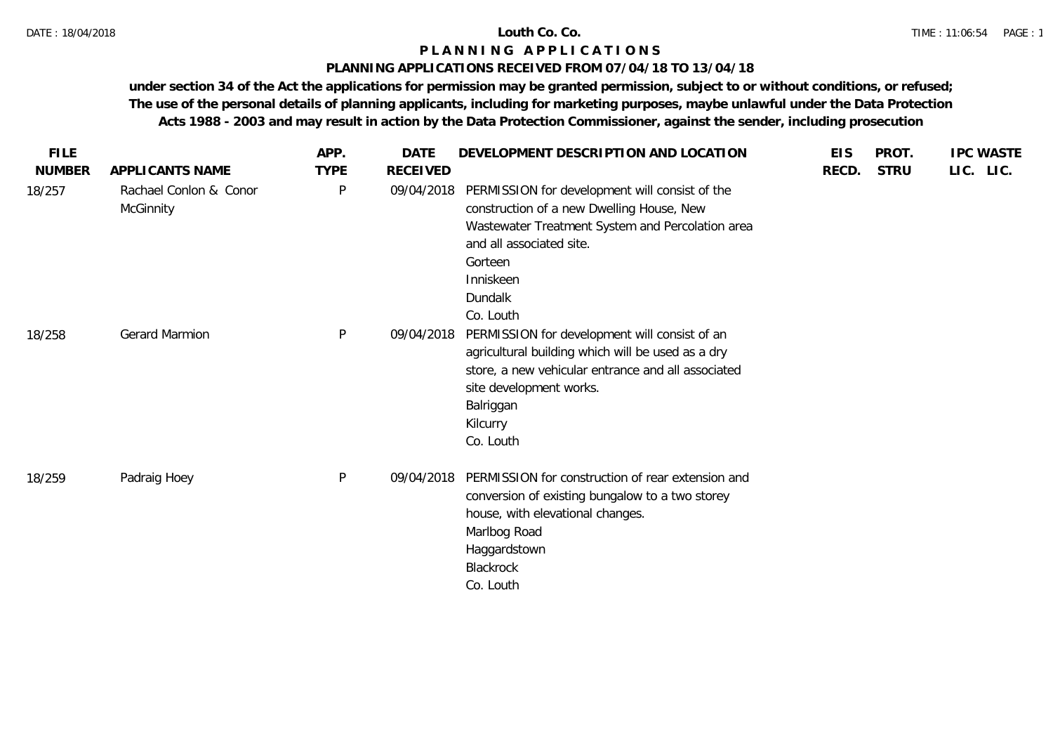# Louth Co. Co.

## P L A N N I N G   A P P L I C A T I O N S

### PLANNING APPLICATIONS RECEIVED FROM 07/04/18 TO 13/04/18

**under section 34 of the Act the applications for permission may be granted permission, subject to or without conditions, or refused; The use of the personal details of planning applicants, including for marketing purposes, maybe unlawful under the Data Protection Acts 1988 - 2003 and may result in action by the Data Protection Commissioner, against the sender, including prosecution**

| FILE NUMBER | APPLICANTS NAME | APP. TYPE | DATE RECEIVED | DEVELOPMENT DESCRIPTION AND LOCATION | EIS RECD. | PROT. STRU | IPC LIC. | WASTE LIC. |
|---|---|---|---|---|---|---|---|---|
| 18/257 | Rachael Conlon & Conor McGinnity | P | 09/04/2018 | PERMISSION for development will consist of the construction of a new Dwelling House, New Wastewater Treatment System and Percolation area and all associated site.<br>Gorteen<br>Inniskeen<br>Dundalk<br>Co. Louth | | | | |
| 18/258 | Gerard Marmion | P | 09/04/2018 | PERMISSION for development will consist of an agricultural building which will be used as a dry store, a new vehicular entrance and all associated site development works.<br>Balriggan<br>Kilcurry<br>Co. Louth | | | | |
| 18/259 | Padraig Hoey | P | 09/04/2018 | PERMISSION for construction of rear extension and conversion of existing bungalow to a two storey house, with elevational changes.<br>Marlbog Road<br>Haggardstown<br>Blackrock<br>Co. Louth | | | | |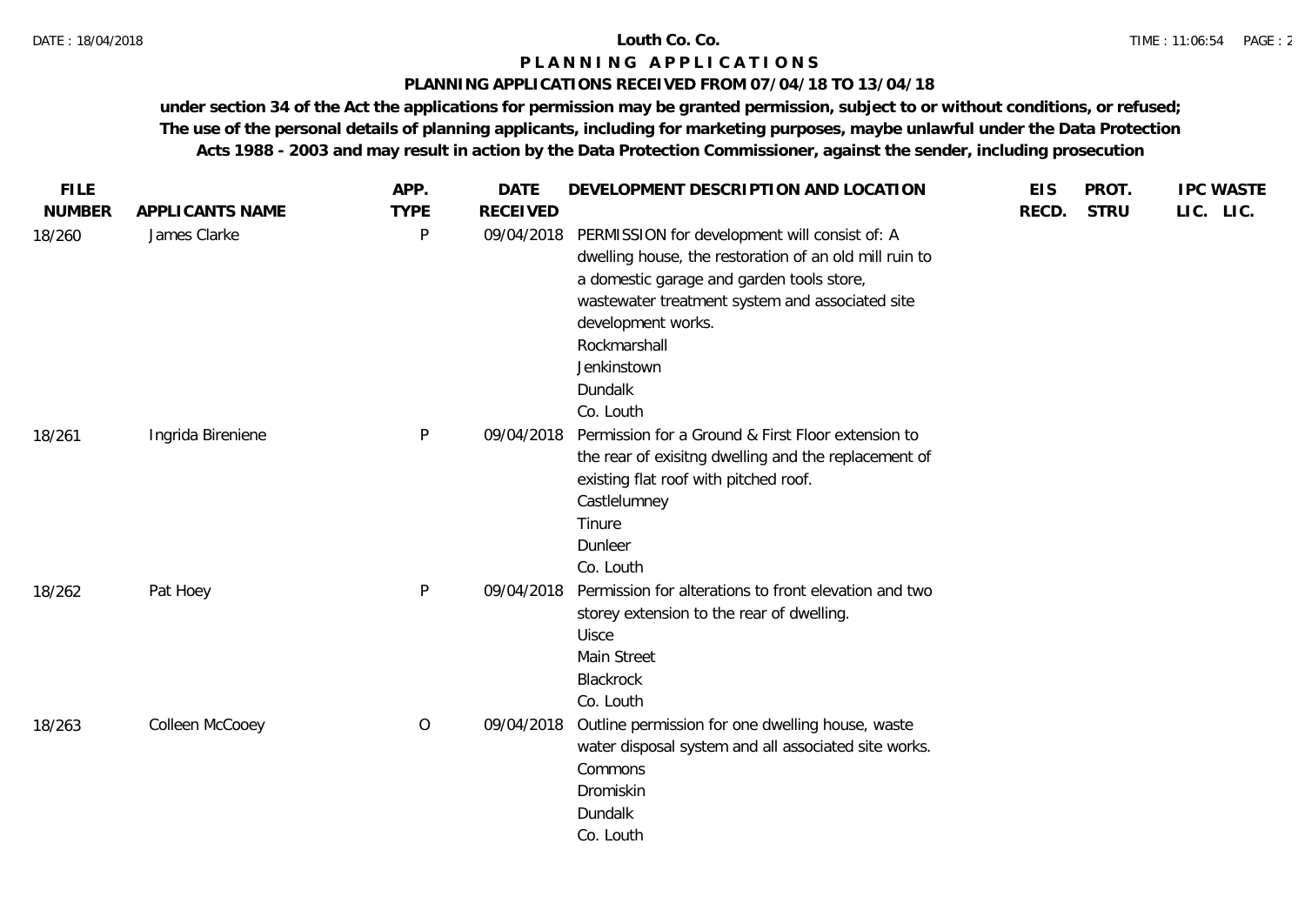**Louth Co. Co.**

**P L A N N I N G   A P P L I C A T I O N S**

**PLANNING APPLICATIONS RECEIVED FROM 07/04/18 TO 13/04/18**

**under section 34 of the Act the applications for permission may be granted permission, subject to or without conditions, or refused; The use of the personal details of planning applicants, including for marketing purposes, maybe unlawful under the Data Protection Acts 1988 - 2003 and may result in action by the Data Protection Commissioner, against the sender, including prosecution**

| FILE NUMBER | APPLICANTS NAME | APP. TYPE | DATE RECEIVED | DEVELOPMENT DESCRIPTION AND LOCATION | EIS RECD. | PROT. STRU | IPC LIC. | WASTE LIC. |
|---|---|---|---|---|---|---|---|---|
| 18/260 | James Clarke | P | 09/04/2018 | PERMISSION for development will consist of: A dwelling house, the restoration of an old mill ruin to a domestic garage and garden tools store, wastewater treatment system and associated site development works.<br>Rockmarshall<br>Jenkinstown<br>Dundalk<br>Co. Louth | | | | |
| 18/261 | Ingrida Bireniene | P | 09/04/2018 | Permission for a Ground & First Floor extension to the rear of exisitng dwelling and the replacement of existing flat roof with pitched roof.<br>Castlelumney<br>Tinure<br>Dunleer<br>Co. Louth | | | | |
| 18/262 | Pat Hoey | P | 09/04/2018 | Permission for alterations to front elevation and two storey extension to the rear of dwelling.<br>Uisce<br>Main Street<br>Blackrock<br>Co. Louth | | | | |
| 18/263 | Colleen McCooey | O | 09/04/2018 | Outline permission for one dwelling house, waste water disposal system and all associated site works.<br>Commons<br>Dromiskin<br>Dundalk<br>Co. Louth | | | | |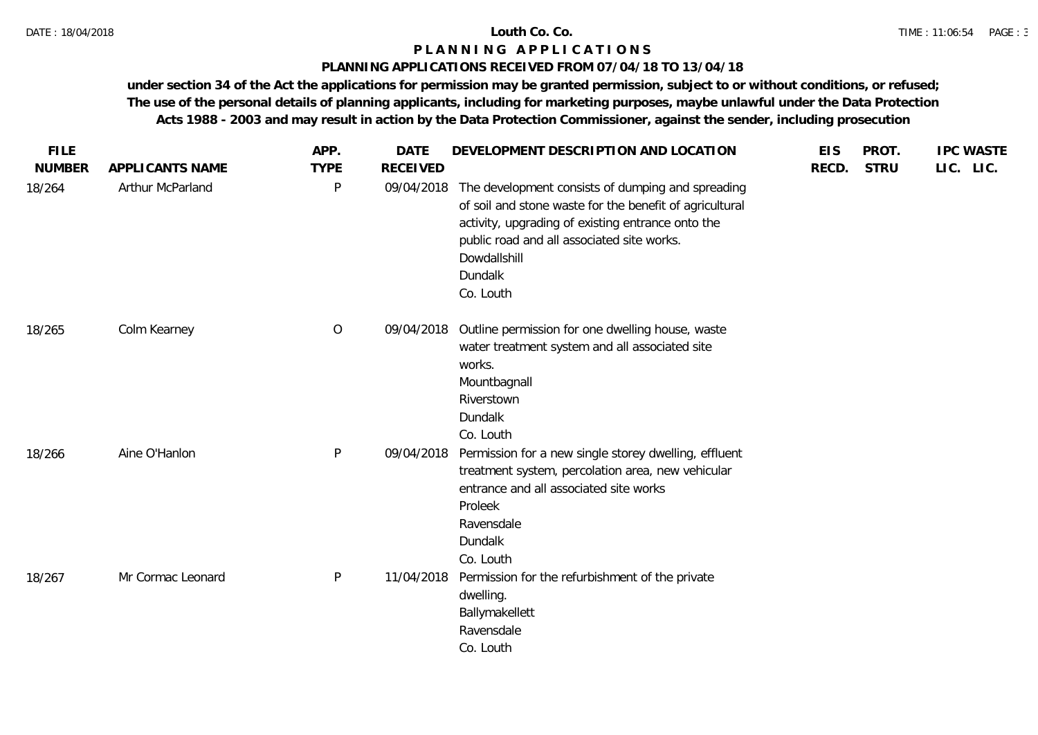**Louth Co. Co.**

**P L A N N I N G   A P P L I C A T I O N S**

**PLANNING APPLICATIONS RECEIVED FROM 07/04/18 TO 13/04/18**

**under section 34 of the Act the applications for permission may be granted permission, subject to or without conditions, or refused; The use of the personal details of planning applicants, including for marketing purposes, maybe unlawful under the Data Protection Acts 1988 - 2003 and may result in action by the Data Protection Commissioner, against the sender, including prosecution**

| FILE NUMBER | APPLICANTS NAME | APP. TYPE | DATE RECEIVED | DEVELOPMENT DESCRIPTION AND LOCATION | EIS RECD. | PROT. STRU | IPC LIC. | WASTE LIC. |
|---|---|---|---|---|---|---|---|---|
| 18/264 | Arthur McParland | P | 09/04/2018 | The development consists of dumping and spreading of soil and stone waste for the benefit of agricultural activity, upgrading of existing entrance onto the public road and all associated site works. Dowdallshill Dundalk Co. Louth | | | | |
| 18/265 | Colm Kearney | O | 09/04/2018 | Outline permission for one dwelling house, waste water treatment system and all associated site works. Mountbagnall Riverstown Dundalk Co. Louth | | | | |
| 18/266 | Aine O'Hanlon | P | 09/04/2018 | Permission for a new single storey dwelling, effluent treatment system, percolation area, new vehicular entrance and all associated site works Proleek Ravensdale Dundalk Co. Louth | | | | |
| 18/267 | Mr Cormac Leonard | P | 11/04/2018 | Permission for the refurbishment of the private dwelling. Ballymakellett Ravensdale Co. Louth | | | | |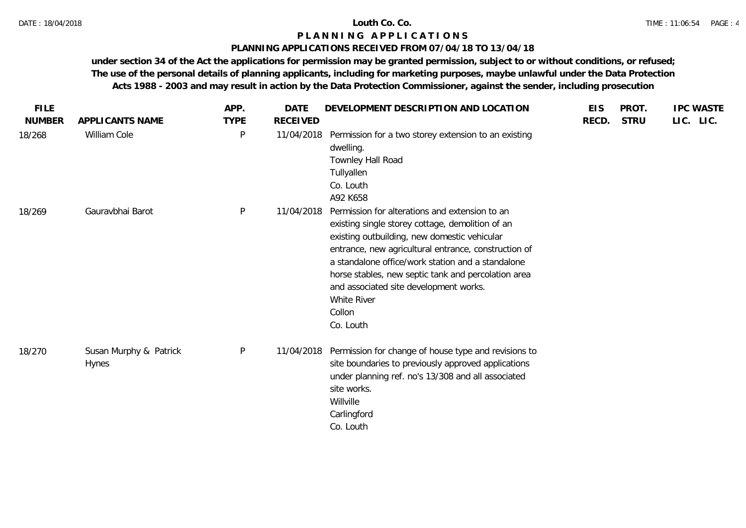**Louth Co. Co.**

**P L A N N I N G A P P L I C A T I O N S**

**PLANNING APPLICATIONS RECEIVED FROM 07/04/18 TO 13/04/18**

**under section 34 of the Act the applications for permission may be granted permission, subject to or without conditions, or refused; The use of the personal details of planning applicants, including for marketing purposes, maybe unlawful under the Data Protection Acts 1988 - 2003 and may result in action by the Data Protection Commissioner, against the sender, including prosecution**

| FILE NUMBER | APPLICANTS NAME | APP. TYPE | DATE RECEIVED | DEVELOPMENT DESCRIPTION AND LOCATION | EIS RECD. | PROT. STRU | IPC LIC. | WASTE LIC. |
|---|---|---|---|---|---|---|---|---|
| 18/268 | William Cole | P | 11/04/2018 | Permission for a two storey extension to an existing dwelling.<br>Townley Hall Road<br>Tullyallen<br>Co. Louth<br>A92 K658 | | | | |
| 18/269 | Gauravbhai Barot | P | 11/04/2018 | Permission for alterations and extension to an existing single storey cottage, demolition of an existing outbuilding, new domestic vehicular entrance, new agricultural entrance, construction of a standalone office/work station and a standalone horse stables, new septic tank and percolation area and associated site development works.<br>White River<br>Collon<br>Co. Louth | | | | |
| 18/270 | Susan Murphy & Patrick Hynes | P | 11/04/2018 | Permission for change of house type and revisions to site boundaries to previously approved applications under planning ref. no's 13/308 and all associated site works.<br>Willville<br>Carlingford<br>Co. Louth | | | | |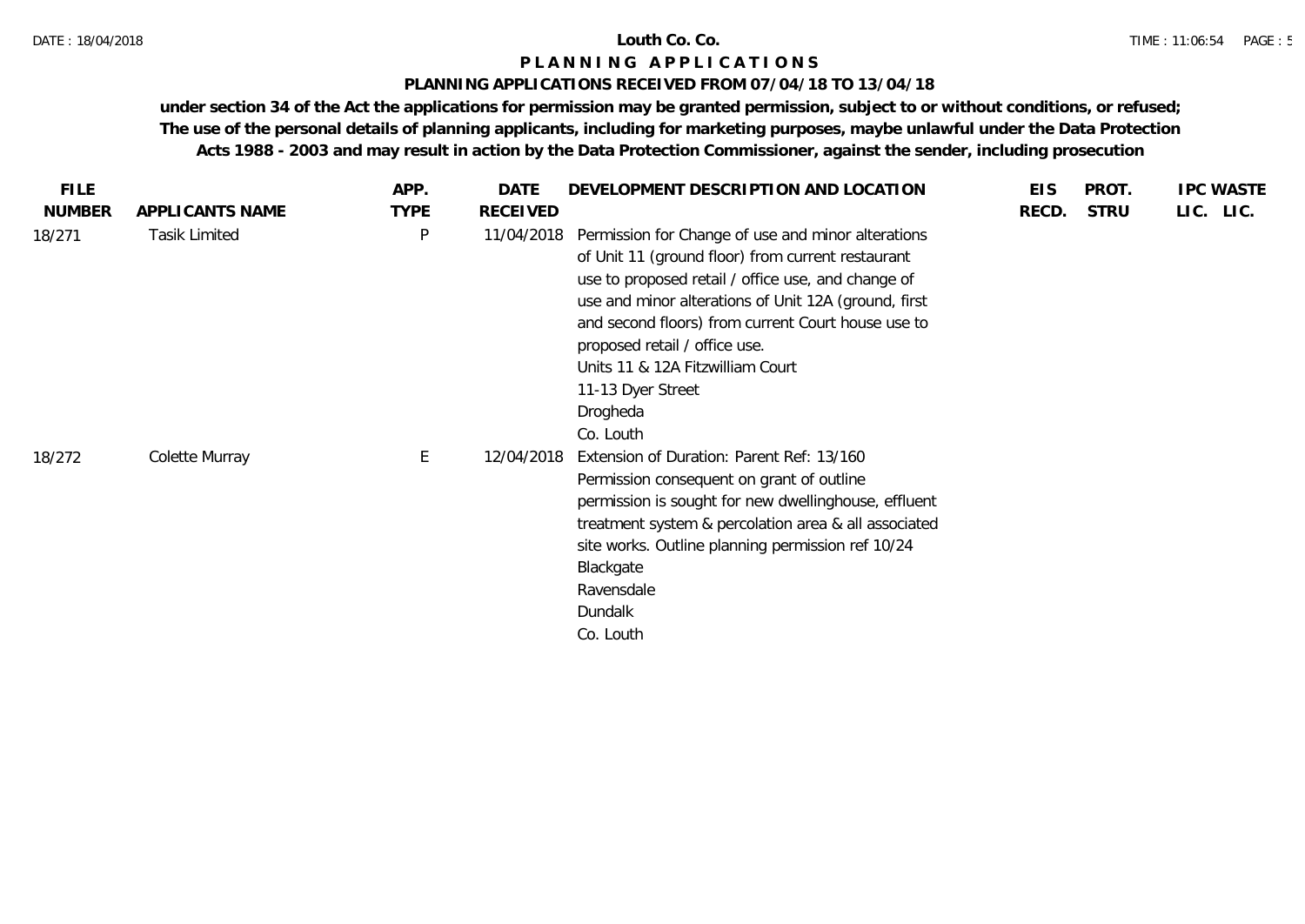# Louth Co. Co.

## PLANNING APPLICATIONS

### PLANNING APPLICATIONS RECEIVED FROM 07/04/18 TO 13/04/18

**under section 34 of the Act the applications for permission may be granted permission, subject to or without conditions, or refused; The use of the personal details of planning applicants, including for marketing purposes, maybe unlawful under the Data Protection Acts 1988 - 2003 and may result in action by the Data Protection Commissioner, against the sender, including prosecution**

| FILE NUMBER | APPLICANTS NAME | APP. TYPE | DATE RECEIVED | DEVELOPMENT DESCRIPTION AND LOCATION | EIS RECD. | PROT. STRU | IPC LIC. | WASTE LIC. |
|---|---|---|---|---|---|---|---|---|
| 18/271 | Tasik Limited | P | 11/04/2018 | Permission for Change of use and minor alterations of Unit 11 (ground floor) from current restaurant use to proposed retail / office use, and change of use and minor alterations of Unit 12A (ground, first and second floors) from current Court house use to proposed retail / office use.<br>Units 11 & 12A Fitzwilliam Court<br>11-13 Dyer Street<br>Drogheda<br>Co. Louth | | | | |
| 18/272 | Colette Murray | E | 12/04/2018 | Extension of Duration: Parent Ref: 13/160<br>Permission consequent on grant of outline permission is sought for new dwellinghouse, effluent treatment system & percolation area & all associated site works. Outline planning permission ref 10/24<br>Blackgate<br>Ravensdale<br>Dundalk<br>Co. Louth | | | | |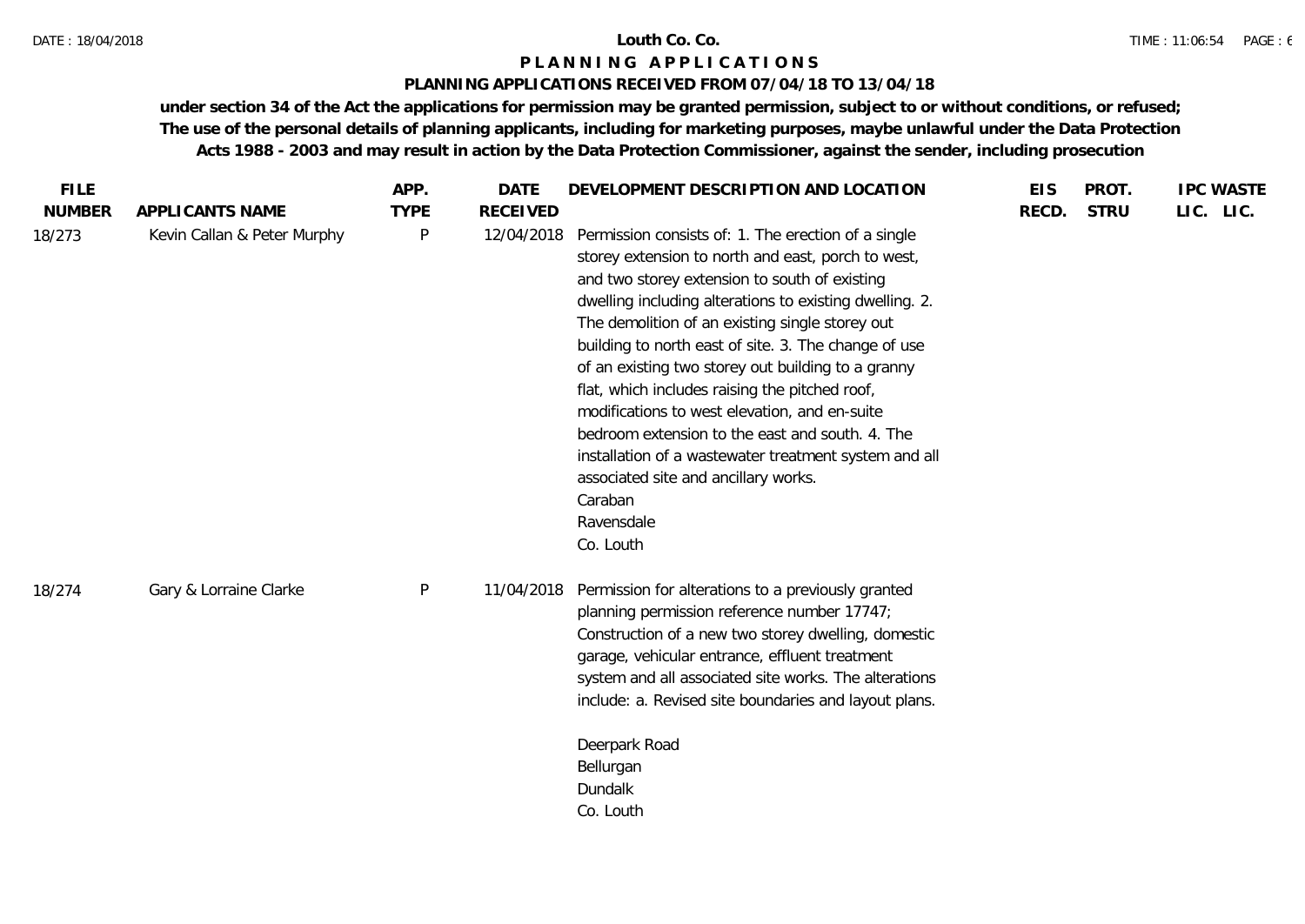**Louth Co. Co.**

# PLANNING APPLICATIONS

## PLANNING APPLICATIONS RECEIVED FROM 07/04/18 TO 13/04/18

**under section 34 of the Act the applications for permission may be granted permission, subject to or without conditions, or refused; The use of the personal details of planning applicants, including for marketing purposes, maybe unlawful under the Data Protection Acts 1988 - 2003 and may result in action by the Data Protection Commissioner, against the sender, including prosecution**

| FILE NUMBER | APPLICANTS NAME | APP. TYPE | DATE RECEIVED | DEVELOPMENT DESCRIPTION AND LOCATION | EIS RECD. | PROT. STRU | IPC LIC. | WASTE LIC. |
|---|---|---|---|---|---|---|---|---|
| 18/273 | Kevin Callan & Peter Murphy | P | 12/04/2018 | Permission consists of: 1. The erection of a single storey extension to north and east, porch to west, and two storey extension to south of existing dwelling including alterations to existing dwelling. 2. The demolition of an existing single storey out building to north east of site. 3. The change of use of an existing two storey out building to a granny flat, which includes raising the pitched roof, modifications to west elevation, and en-suite bedroom extension to the east and south. 4. The installation of a wastewater treatment system and all associated site and ancillary works.<br>Caraban<br>Ravensdale<br>Co. Louth | | | | |
| 18/274 | Gary & Lorraine Clarke | P | 11/04/2018 | Permission for alterations to a previously granted planning permission reference number 17747; Construction of a new two storey dwelling, domestic garage, vehicular entrance, effluent treatment system and all associated site works. The alterations include: a. Revised site boundaries and layout plans.<br>Deerpark Road<br>Bellurgan<br>Dundalk<br>Co. Louth | | | | |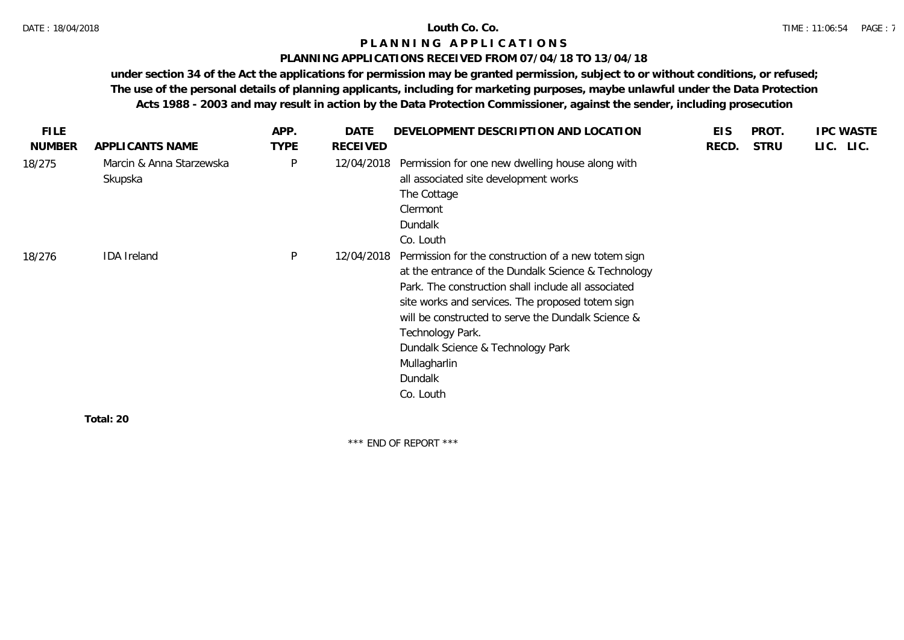**Louth Co. Co.**

# PLANNING APPLICATIONS

**PLANNING APPLICATIONS RECEIVED FROM 07/04/18 TO 13/04/18**

**under section 34 of the Act the applications for permission may be granted permission, subject to or without conditions, or refused; The use of the personal details of planning applicants, including for marketing purposes, maybe unlawful under the Data Protection Acts 1988 - 2003 and may result in action by the Data Protection Commissioner, against the sender, including prosecution**

| FILE NUMBER | APPLICANTS NAME | APP. TYPE | DATE RECEIVED | DEVELOPMENT DESCRIPTION AND LOCATION | EIS RECD. | PROT. STRU | IPC LIC. | WASTE LIC. |
|---|---|---|---|---|---|---|---|---|
| 18/275 | Marcin & Anna Starzewska Skupska | P | 12/04/2018 | Permission for one new dwelling house along with all associated site development works The Cottage Clermont Dundalk Co. Louth | | | | |
| 18/276 | IDA Ireland | P | 12/04/2018 | Permission for the construction of a new totem sign at the entrance of the Dundalk Science & Technology Park. The construction shall include all associated site works and services. The proposed totem sign will be constructed to serve the Dundalk Science & Technology Park. Dundalk Science & Technology Park Mullagharlin Dundalk Co. Louth | | | | |

**Total: 20**

\*\*\* END OF REPORT \*\*\*